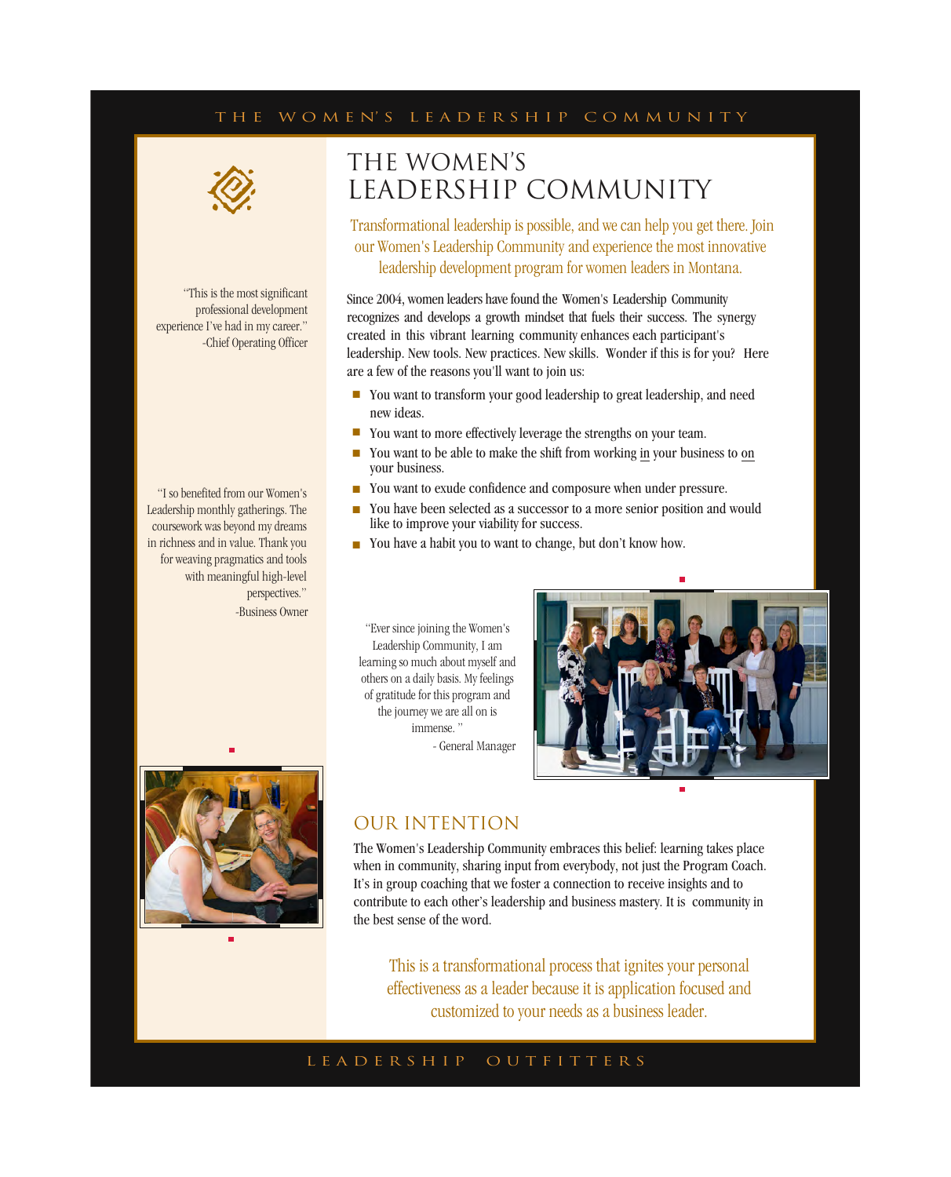# THE WOMEN'S LEADERSHIP COMMUNITY

Transformational leadership is possible, and we can help you get there. Join our Women's Leadership Community and experience the most innovative leadership development program for women leaders in Montana.

Since 2004, women leaders have found the Women's Leadership Community recognizes and develops a growth mindset that fuels their success. The synergy created in this vibrant learning community enhances each participant's leadership. New tools. New practices. New skills. Wonder if this is for you? Here are a few of the reasons you'll want to join us:

- You want to transform your good leadership to great leadership, and need new ideas.
- You want to more effectively leverage the strengths on your team.
- You want to be able to make the shift from working in your business to on your business.
- You want to exude confidence and composure when under pressure.
- You have been selected as a successor to a more senior position and would like to improve your viability for success.
- You have a habit you to want to change, but don't know how.

"This is the most significant professional development experience I've had in my career."
-Chief Operating Officer

"I so benefited from our Women's Leadership monthly gatherings. The coursework was beyond my dreams in richness and in value. Thank you for weaving pragmatics and tools with meaningful high-level perspectives."
-Business Owner

"Ever since joining the Women's Leadership Community, I am learning so much about myself and others on a daily basis. My feelings of gratitude for this program and the journey we are all on is immense."
- General Manager

## OUR INTENTION

The Women's Leadership Community embraces this belief: learning takes place when in community, sharing input from everybody, not just the Program Coach. It's in group coaching that we foster a connection to receive insights and to contribute to each other's leadership and business mastery. It is community in the best sense of the word.

This is a transformational process that ignites your personal effectiveness as a leader because it is application focused and customized to your needs as a business leader.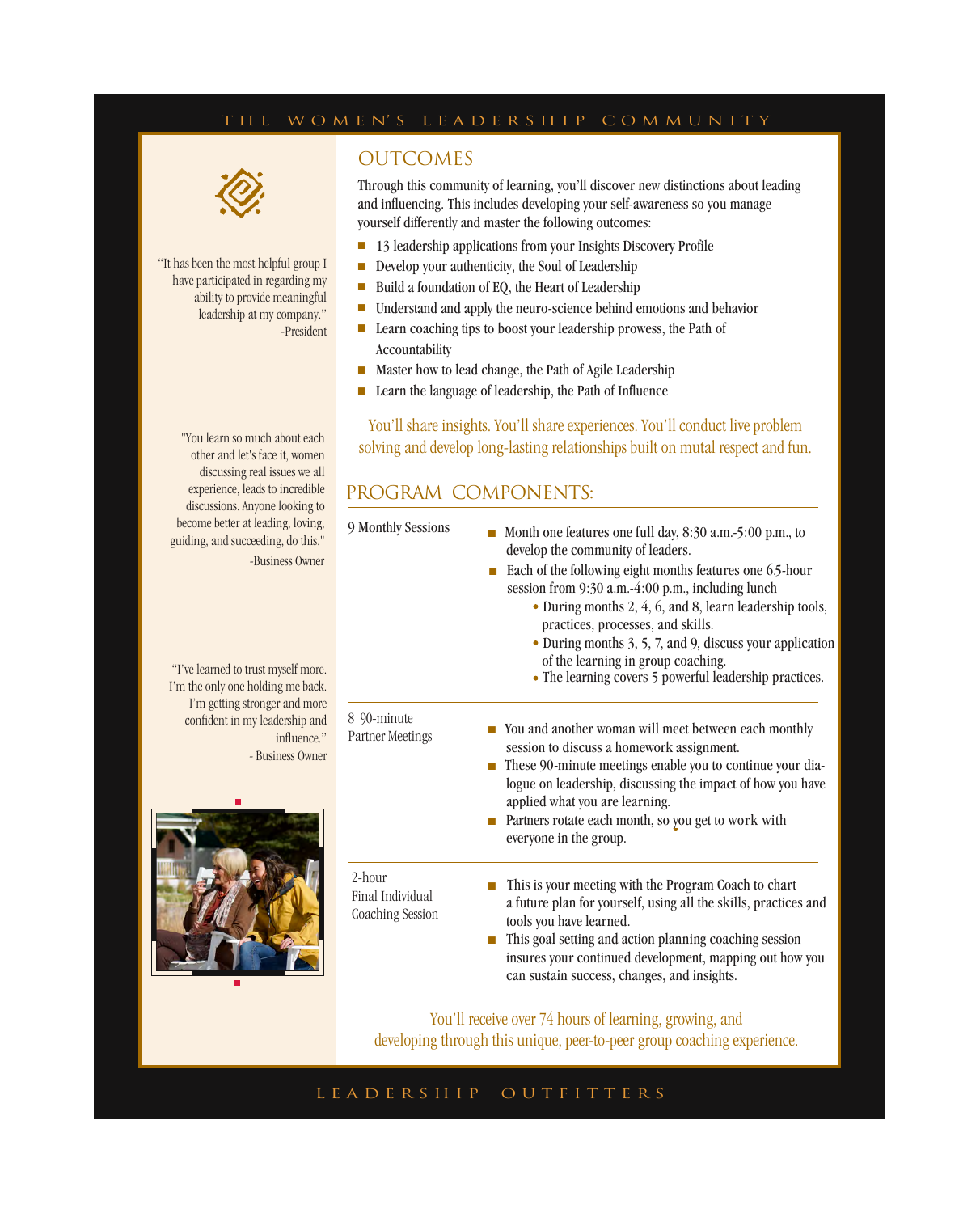# OUTCOMES

Through this community of learning, you'll discover new distinctions about leading and influencing. This includes developing your self-awareness so you manage yourself differently and master the following outcomes:

- 13 leadership applications from your Insights Discovery Profile
- Develop your authenticity, the Soul of Leadership
- Build a foundation of EQ, the Heart of Leadership
- Understand and apply the neuro-science behind emotions and behavior
- Learn coaching tips to boost your leadership prowess, the Path of Accountability
- Master how to lead change, the Path of Agile Leadership
- Learn the language of leadership, the Path of Influence

You'll share insights. You'll share experiences. You'll conduct live problem solving and develop long-lasting relationships built on mutal respect and fun.

"It has been the most helpful group I have participated in regarding my ability to provide meaningful leadership at my company."
-President

"You learn so much about each other and let's face it, women discussing real issues we all experience, leads to incredible discussions. Anyone looking to become better at leading, loving, guiding, and succeeding, do this."
-Business Owner

"I've learned to trust myself more. I'm the only one holding me back. I'm getting stronger and more confident in my leadership and influence."
- Business Owner

# PROGRAM COMPONENTS:

| | |
|---|---|
| 9 Monthly Sessions | ■ Month one features one full day, 8:30 a.m.-5:00 p.m., to develop the community of leaders.<br>■ Each of the following eight months features one 6.5-hour session from 9:30 a.m.-4:00 p.m., including lunch<br>• During months 2, 4, 6, and 8, learn leadership tools, practices, processes, and skills.<br>• During months 3, 5, 7, and 9, discuss your application of the learning in group coaching.<br>• The learning covers 5 powerful leadership practices. |
| 8 90-minute Partner Meetings | ■ You and another woman will meet between each monthly session to discuss a homework assignment.<br>■ These 90-minute meetings enable you to continue your dialogue on leadership, discussing the impact of how you have applied what you are learning.<br>■ Partners rotate each month, so you get to work with everyone in the group. |
| 2-hour Final Individual Coaching Session | ■ This is your meeting with the Program Coach to chart a future plan for yourself, using all the skills, practices and tools you have learned.<br>■ This goal setting and action planning coaching session insures your continued development, mapping out how you can sustain success, changes, and insights. |

You'll receive over 74 hours of learning, growing, and developing through this unique, peer-to-peer group coaching experience.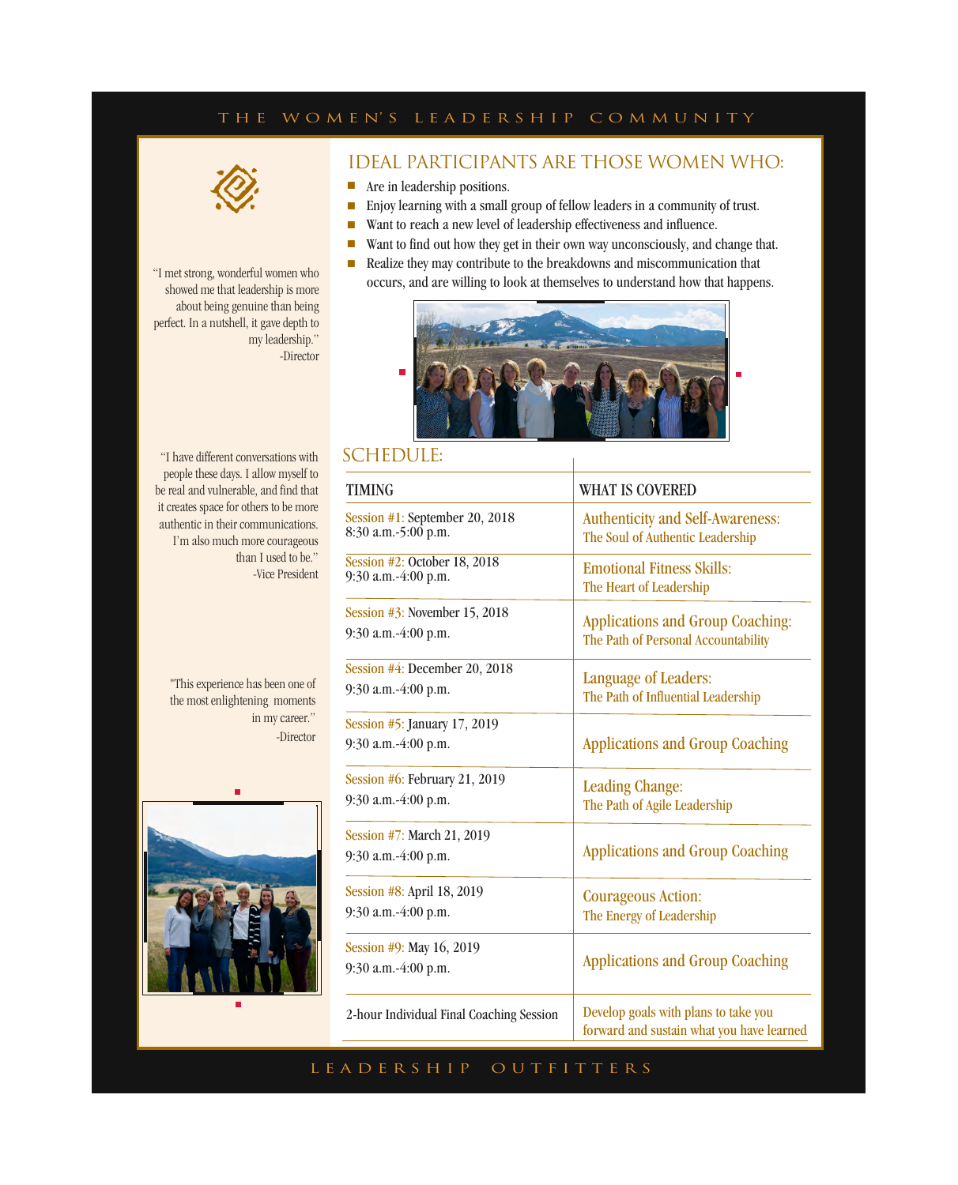# THE WOMEN'S LEADERSHIP COMMUNITY

## IDEAL PARTICIPANTS ARE THOSE WOMEN WHO:

- Are in leadership positions.
- Enjoy learning with a small group of fellow leaders in a community of trust.
- Want to reach a new level of leadership effectiveness and influence.
- Want to find out how they get in their own way unconsciously, and change that.
- Realize they may contribute to the breakdowns and miscommunication that occurs, and are willing to look at themselves to understand how that happens.

"I met strong, wonderful women who showed me that leadership is more about being genuine than being perfect. In a nutshell, it gave depth to my leadership."
-Director

"I have different conversations with people these days. I allow myself to be real and vulnerable, and find that it creates space for others to be more authentic in their communications. I'm also much more courageous than I used to be."
-Vice President

"This experience has been one of the most enlightening moments in my career."
-Director

## SCHEDULE:

| TIMING | WHAT IS COVERED |
|---|---|
| Session #1: September 20, 2018<br>8:30 a.m.-5:00 p.m. | Authenticity and Self-Awareness:<br>The Soul of Authentic Leadership |
| Session #2: October 18, 2018<br>9:30 a.m.-4:00 p.m. | Emotional Fitness Skills:<br>The Heart of Leadership |
| Session #3: November 15, 2018<br>9:30 a.m.-4:00 p.m. | Applications and Group Coaching:<br>The Path of Personal Accountability |
| Session #4: December 20, 2018<br>9:30 a.m.-4:00 p.m. | Language of Leaders:<br>The Path of Influential Leadership |
| Session #5: January 17, 2019<br>9:30 a.m.-4:00 p.m. | Applications and Group Coaching |
| Session #6: February 21, 2019<br>9:30 a.m.-4:00 p.m. | Leading Change:<br>The Path of Agile Leadership |
| Session #7: March 21, 2019<br>9:30 a.m.-4:00 p.m. | Applications and Group Coaching |
| Session #8: April 18, 2019<br>9:30 a.m.-4:00 p.m. | Courageous Action:<br>The Energy of Leadership |
| Session #9: May 16, 2019<br>9:30 a.m.-4:00 p.m. | Applications and Group Coaching |
| 2-hour Individual Final Coaching Session | Develop goals with plans to take you forward and sustain what you have learned |

LEADERSHIP OUTFITTERS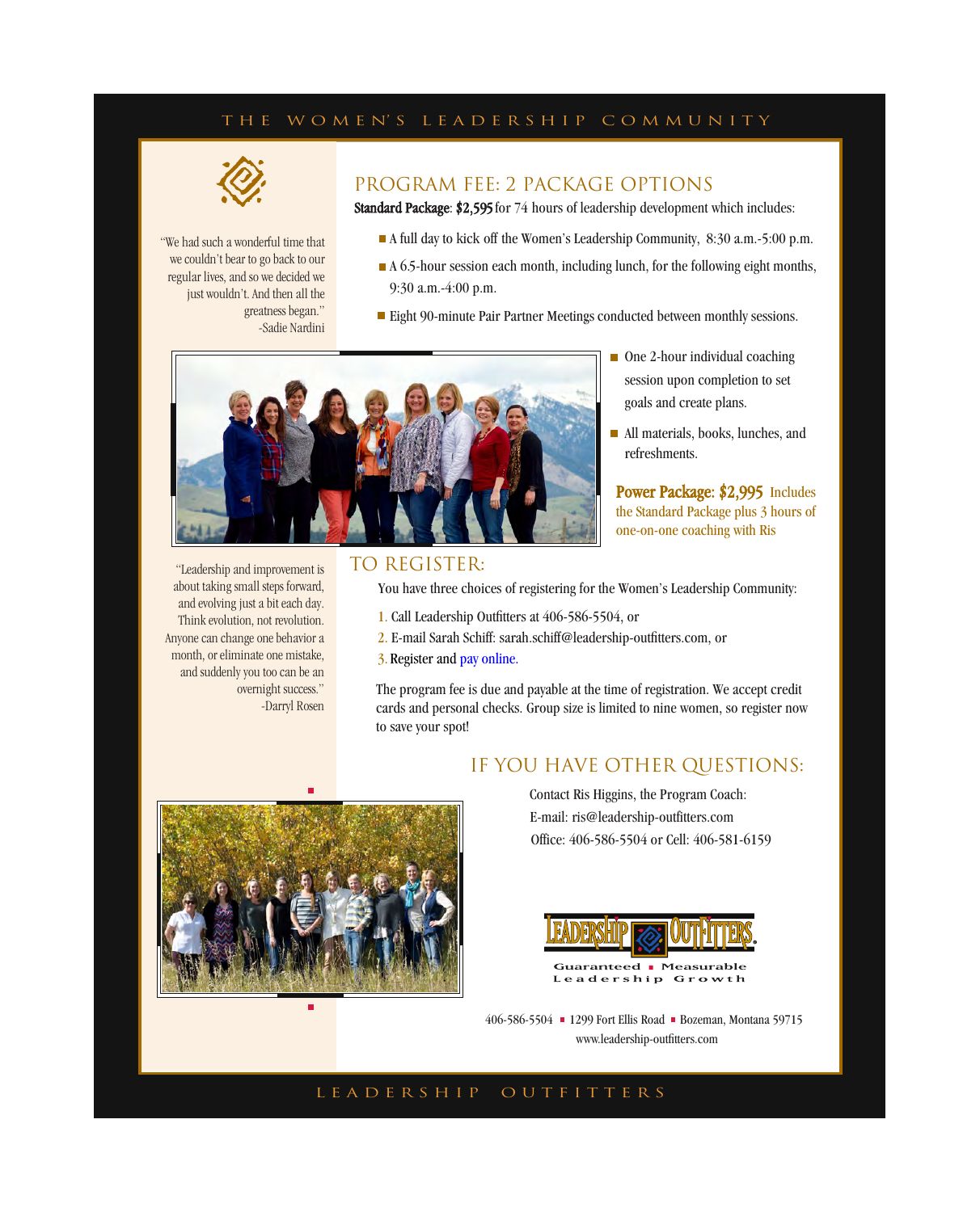# THE WOMEN'S LEADERSHIP COMMUNITY

"We had such a wonderful time that we couldn't bear to go back to our regular lives, and so we decided we just wouldn't. And then all the greatness began."
-Sadie Nardini

## PROGRAM FEE: 2 PACKAGE OPTIONS

**Standard Package**: **$2,595** for 74 hours of leadership development which includes:

- A full day to kick off the Women's Leadership Community, 8:30 a.m.-5:00 p.m.
- A 6.5-hour session each month, including lunch, for the following eight months, 9:30 a.m.-4:00 p.m.
- Eight 90-minute Pair Partner Meetings conducted between monthly sessions.
- One 2-hour individual coaching session upon completion to set goals and create plans.
- All materials, books, lunches, and refreshments.

**Power Package: $2,995** Includes the Standard Package plus 3 hours of one-on-one coaching with Ris

"Leadership and improvement is about taking small steps forward, and evolving just a bit each day. Think evolution, not revolution. Anyone can change one behavior a month, or eliminate one mistake, and suddenly you too can be an overnight success."
-Darryl Rosen

## TO REGISTER:

You have three choices of registering for the Women's Leadership Community:

1. Call Leadership Outfitters at 406-586-5504, or
2. E-mail Sarah Schiff: sarah.schiff@leadership-outfitters.com, or
3. Register and pay online.

The program fee is due and payable at the time of registration. We accept credit cards and personal checks. Group size is limited to nine women, so register now to save your spot!

## IF YOU HAVE OTHER QUESTIONS:

Contact Ris Higgins, the Program Coach:
E-mail: ris@leadership-outfitters.com
Office: 406-586-5504 or Cell: 406-581-6159

LEADERSHIP OUTFITTERS
Guaranteed ▪ Measurable Leadership Growth

406-586-5504 ▪ 1299 Fort Ellis Road ▪ Bozeman, Montana 59715
www.leadership-outfitters.com

LEADERSHIP OUTFITTERS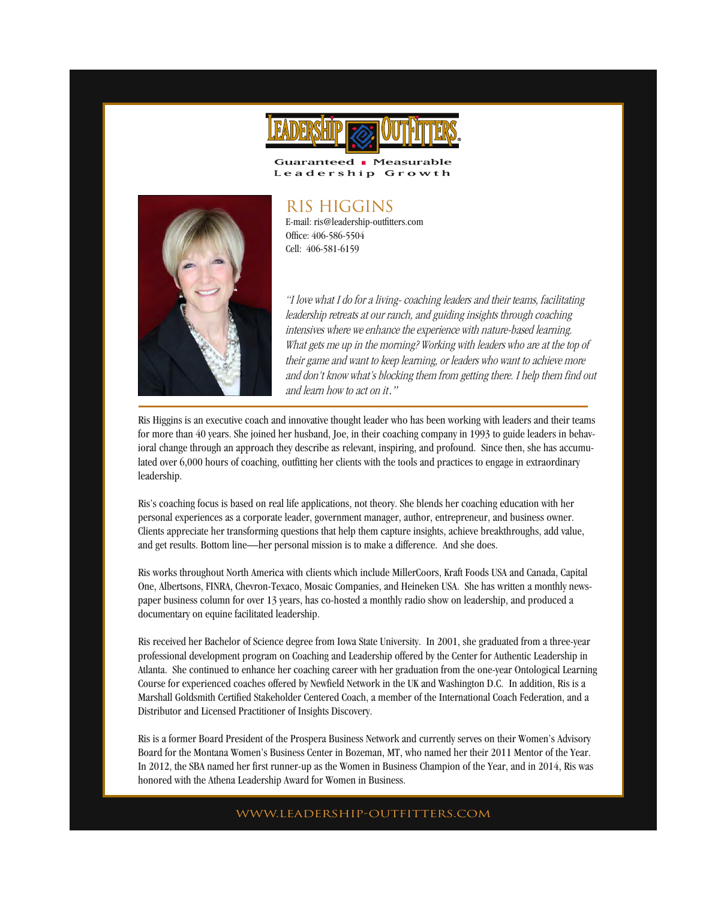LEADERSHIP OUTFITTERS®

Guaranteed ▪ Measurable
Leadership Growth

# RIS HIGGINS

E-mail: ris@leadership-outfitters.com
Office: 406-586-5504
Cell: 406-581-6159

*"I love what I do for a living- coaching leaders and their teams, facilitating leadership retreats at our ranch, and guiding insights through coaching intensives where we enhance the experience with nature-based learning. What gets me up in the morning? Working with leaders who are at the top of their game and want to keep learning, or leaders who want to achieve more and don't know what's blocking them from getting there. I help them find out and learn how to act on it."*

---

Ris Higgins is an executive coach and innovative thought leader who has been working with leaders and their teams for more than 40 years. She joined her husband, Joe, in their coaching company in 1993 to guide leaders in behavioral change through an approach they describe as relevant, inspiring, and profound. Since then, she has accumulated over 6,000 hours of coaching, outfitting her clients with the tools and practices to engage in extraordinary leadership.

Ris's coaching focus is based on real life applications, not theory. She blends her coaching education with her personal experiences as a corporate leader, government manager, author, entrepreneur, and business owner. Clients appreciate her transforming questions that help them capture insights, achieve breakthroughs, add value, and get results. Bottom line—her personal mission is to make a difference. And she does.

Ris works throughout North America with clients which include MillerCoors, Kraft Foods USA and Canada, Capital One, Albertsons, FINRA, Chevron-Texaco, Mosaic Companies, and Heineken USA. She has written a monthly newspaper business column for over 13 years, has co-hosted a monthly radio show on leadership, and produced a documentary on equine facilitated leadership.

Ris received her Bachelor of Science degree from Iowa State University. In 2001, she graduated from a three-year professional development program on Coaching and Leadership offered by the Center for Authentic Leadership in Atlanta. She continued to enhance her coaching career with her graduation from the one-year Ontological Learning Course for experienced coaches offered by Newfield Network in the UK and Washington D.C. In addition, Ris is a Marshall Goldsmith Certified Stakeholder Centered Coach, a member of the International Coach Federation, and a Distributor and Licensed Practitioner of Insights Discovery.

Ris is a former Board President of the Prospera Business Network and currently serves on their Women's Advisory Board for the Montana Women's Business Center in Bozeman, MT, who named her their 2011 Mentor of the Year. In 2012, the SBA named her first runner-up as the Women in Business Champion of the Year, and in 2014, Ris was honored with the Athena Leadership Award for Women in Business.

WWW.LEADERSHIP-OUTFITTERS.COM